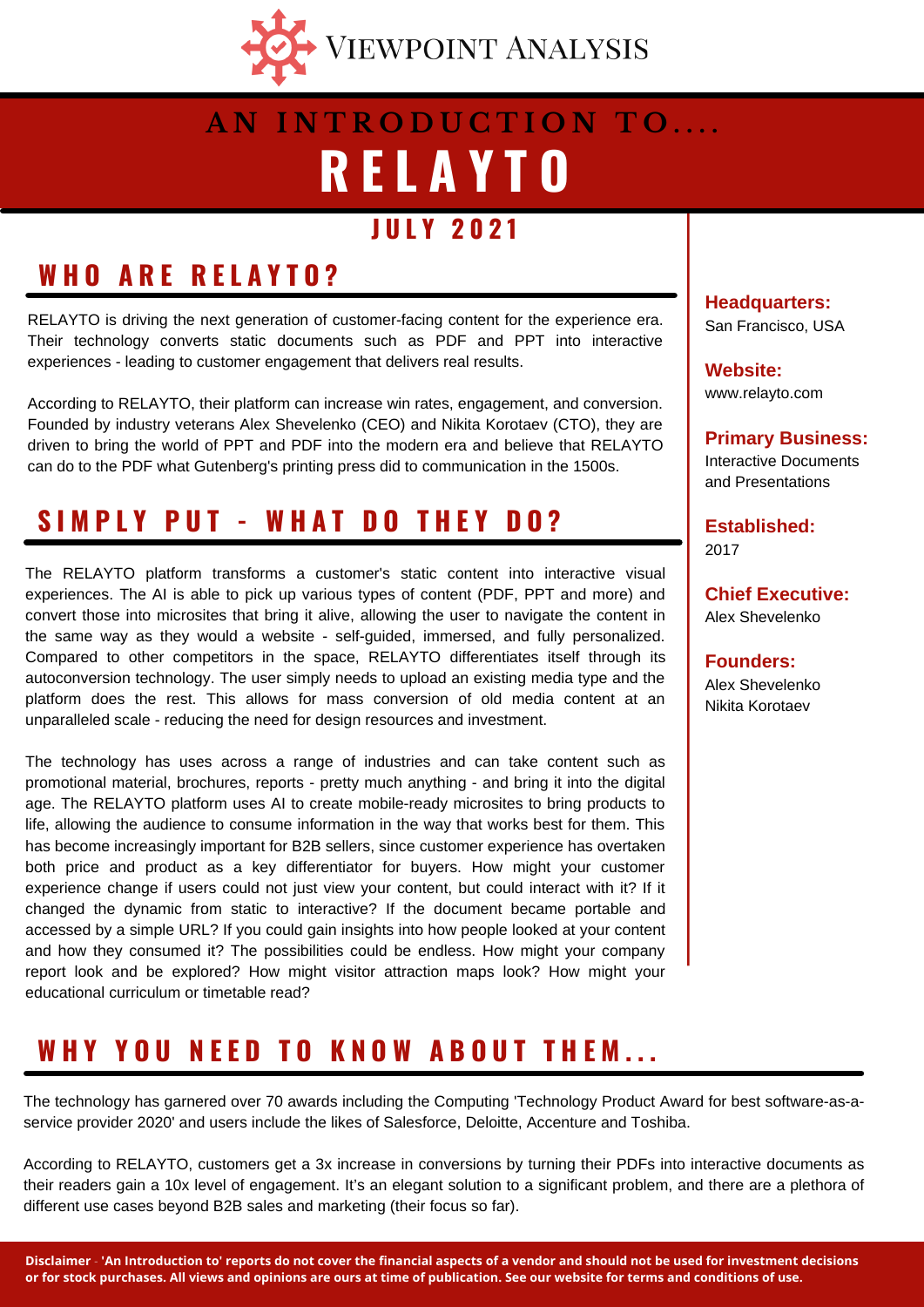# VIEWPOINT ANALYSIS

# AN INTRODUCTION TO....
# RELAYTO

## JULY 2021

## WHO ARE RELAYTO?

RELAYTO is driving the next generation of customer-facing content for the experience era. Their technology converts static documents such as PDF and PPT into interactive experiences - leading to customer engagement that delivers real results.

According to RELAYTO, their platform can increase win rates, engagement, and conversion. Founded by industry veterans Alex Shevelenko (CEO) and Nikita Korotaev (CTO), they are driven to bring the world of PPT and PDF into the modern era and believe that RELAYTO can do to the PDF what Gutenberg's printing press did to communication in the 1500s.

## SIMPLY PUT - WHAT DO THEY DO?

The RELAYTO platform transforms a customer's static content into interactive visual experiences. The AI is able to pick up various types of content (PDF, PPT and more) and convert those into microsites that bring it alive, allowing the user to navigate the content in the same way as they would a website - self-guided, immersed, and fully personalized. Compared to other competitors in the space, RELAYTO differentiates itself through its autoconversion technology. The user simply needs to upload an existing media type and the platform does the rest. This allows for mass conversion of old media content at an unparalleled scale - reducing the need for design resources and investment.

The technology has uses across a range of industries and can take content such as promotional material, brochures, reports - pretty much anything - and bring it into the digital age. The RELAYTO platform uses AI to create mobile-ready microsites to bring products to life, allowing the audience to consume information in the way that works best for them. This has become increasingly important for B2B sellers, since customer experience has overtaken both price and product as a key differentiator for buyers. How might your customer experience change if users could not just view your content, but could interact with it? If it changed the dynamic from static to interactive? If the document became portable and accessed by a simple URL? If you could gain insights into how people looked at your content and how they consumed it? The possibilities could be endless. How might your company report look and be explored? How might visitor attraction maps look? How might your educational curriculum or timetable read?

**Headquarters:**
San Francisco, USA

**Website:**
www.relayto.com

**Primary Business:**
Interactive Documents and Presentations

**Established:**
2017

**Chief Executive:**
Alex Shevelenko

**Founders:**
Alex Shevelenko
Nikita Korotaev

## WHY YOU NEED TO KNOW ABOUT THEM...

The technology has garnered over 70 awards including the Computing 'Technology Product Award for best software-as-a-service provider 2020' and users include the likes of Salesforce, Deloitte, Accenture and Toshiba.

According to RELAYTO, customers get a 3x increase in conversions by turning their PDFs into interactive documents as their readers gain a 10x level of engagement. It's an elegant solution to a significant problem, and there are a plethora of different use cases beyond B2B sales and marketing (their focus so far).

**Disclaimer** - **'An Introduction to' reports do not cover the financial aspects of a vendor and should not be used for investment decisions or for stock purchases. All views and opinions are ours at time of publication. See our website for terms and conditions of use.**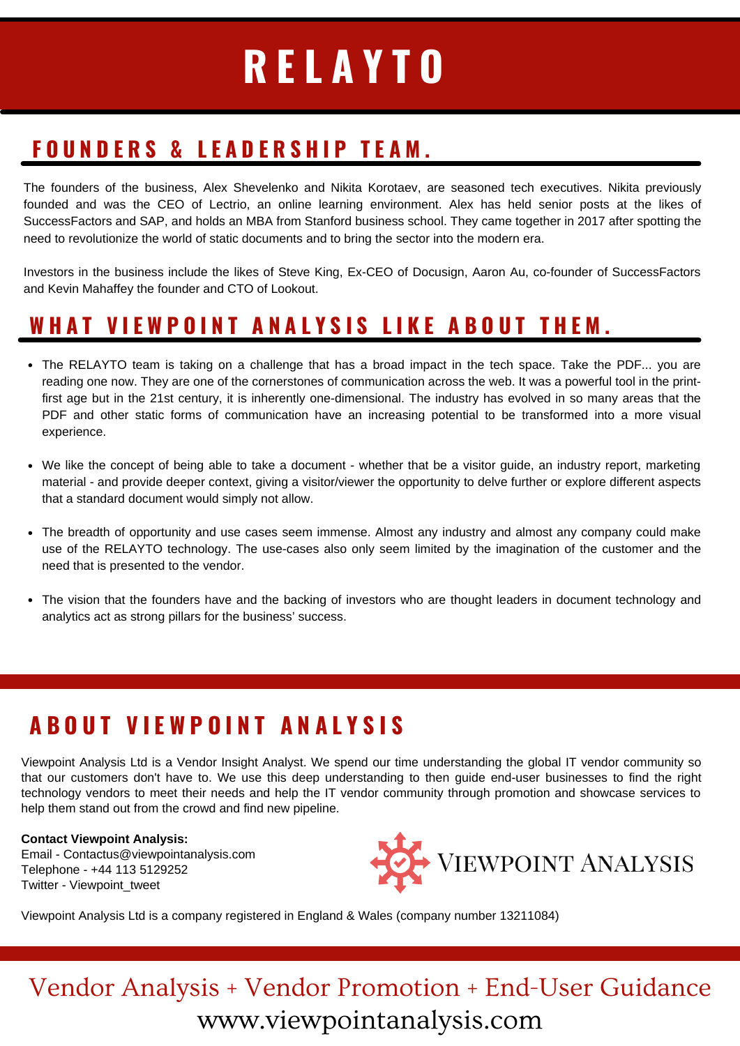# RELAYTO

## FOUNDERS & LEADERSHIP TEAM.

The founders of the business, Alex Shevelenko and Nikita Korotaev, are seasoned tech executives. Nikita previously founded and was the CEO of Lectrio, an online learning environment. Alex has held senior posts at the likes of SuccessFactors and SAP, and holds an MBA from Stanford business school. They came together in 2017 after spotting the need to revolutionize the world of static documents and to bring the sector into the modern era.

Investors in the business include the likes of Steve King, Ex-CEO of Docusign, Aaron Au, co-founder of SuccessFactors and Kevin Mahaffey the founder and CTO of Lookout.

## WHAT VIEWPOINT ANALYSIS LIKE ABOUT THEM.

- The RELAYTO team is taking on a challenge that has a broad impact in the tech space. Take the PDF... you are reading one now. They are one of the cornerstones of communication across the web. It was a powerful tool in the print-first age but in the 21st century, it is inherently one-dimensional. The industry has evolved in so many areas that the PDF and other static forms of communication have an increasing potential to be transformed into a more visual experience.

- We like the concept of being able to take a document - whether that be a visitor guide, an industry report, marketing material - and provide deeper context, giving a visitor/viewer the opportunity to delve further or explore different aspects that a standard document would simply not allow.

- The breadth of opportunity and use cases seem immense. Almost any industry and almost any company could make use of the RELAYTO technology. The use-cases also only seem limited by the imagination of the customer and the need that is presented to the vendor.

- The vision that the founders have and the backing of investors who are thought leaders in document technology and analytics act as strong pillars for the business' success.

## ABOUT VIEWPOINT ANALYSIS

Viewpoint Analysis Ltd is a Vendor Insight Analyst. We spend our time understanding the global IT vendor community so that our customers don't have to. We use this deep understanding to then guide end-user businesses to find the right technology vendors to meet their needs and help the IT vendor community through promotion and showcase services to help them stand out from the crowd and find new pipeline.

**Contact Viewpoint Analysis:**
Email - Contactus@viewpointanalysis.com
Telephone - +44 113 5129252
Twitter - Viewpoint_tweet

Viewpoint Analysis

Viewpoint Analysis Ltd is a company registered in England & Wales (company number 13211084)

Vendor Analysis + Vendor Promotion + End-User Guidance
www.viewpointanalysis.com